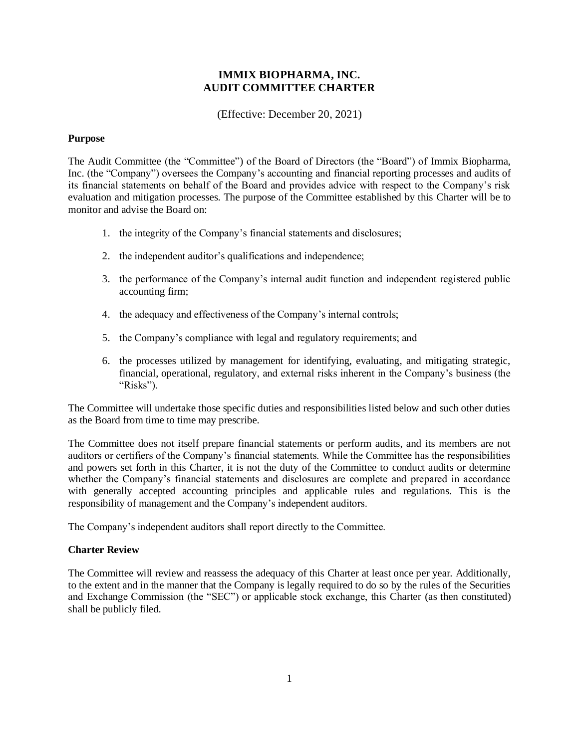# IMMIX BIOPHARMA, INC.
# AUDIT COMMITTEE CHARTER

(Effective: December 20, 2021)

**Purpose**

The Audit Committee (the "Committee") of the Board of Directors (the "Board") of Immix Biopharma, Inc. (the "Company") oversees the Company's accounting and financial reporting processes and audits of its financial statements on behalf of the Board and provides advice with respect to the Company's risk evaluation and mitigation processes. The purpose of the Committee established by this Charter will be to monitor and advise the Board on:

1. the integrity of the Company's financial statements and disclosures;
2. the independent auditor's qualifications and independence;
3. the performance of the Company's internal audit function and independent registered public accounting firm;
4. the adequacy and effectiveness of the Company's internal controls;
5. the Company's compliance with legal and regulatory requirements; and
6. the processes utilized by management for identifying, evaluating, and mitigating strategic, financial, operational, regulatory, and external risks inherent in the Company's business (the "Risks").

The Committee will undertake those specific duties and responsibilities listed below and such other duties as the Board from time to time may prescribe.

The Committee does not itself prepare financial statements or perform audits, and its members are not auditors or certifiers of the Company's financial statements. While the Committee has the responsibilities and powers set forth in this Charter, it is not the duty of the Committee to conduct audits or determine whether the Company's financial statements and disclosures are complete and prepared in accordance with generally accepted accounting principles and applicable rules and regulations. This is the responsibility of management and the Company's independent auditors.

The Company's independent auditors shall report directly to the Committee.

**Charter Review**

The Committee will review and reassess the adequacy of this Charter at least once per year. Additionally, to the extent and in the manner that the Company is legally required to do so by the rules of the Securities and Exchange Commission (the "SEC") or applicable stock exchange, this Charter (as then constituted) shall be publicly filed.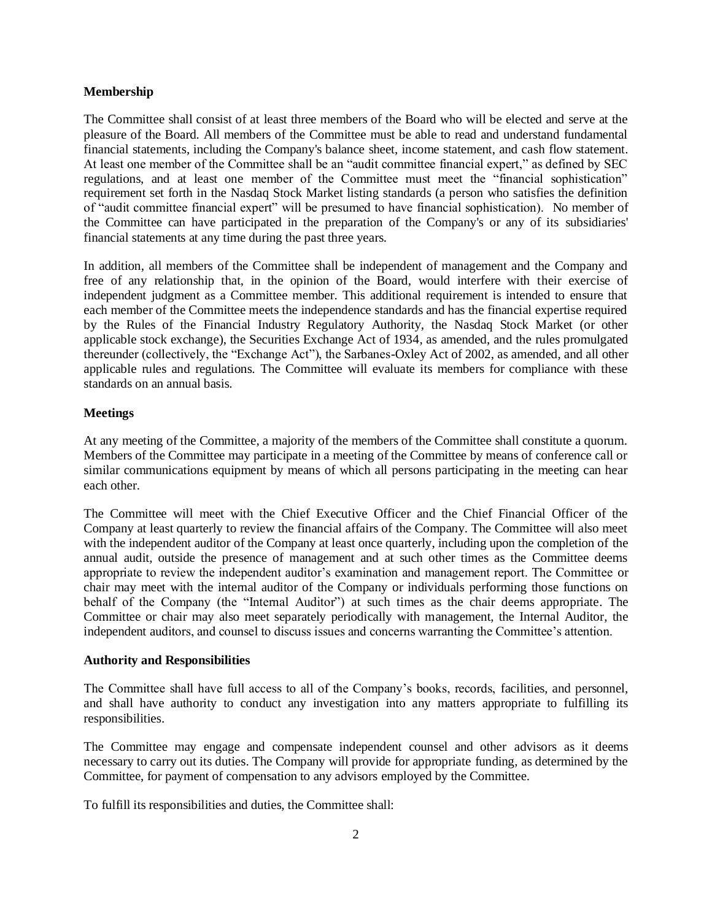**Membership**

The Committee shall consist of at least three members of the Board who will be elected and serve at the pleasure of the Board. All members of the Committee must be able to read and understand fundamental financial statements, including the Company's balance sheet, income statement, and cash flow statement. At least one member of the Committee shall be an "audit committee financial expert," as defined by SEC regulations, and at least one member of the Committee must meet the "financial sophistication" requirement set forth in the Nasdaq Stock Market listing standards (a person who satisfies the definition of "audit committee financial expert" will be presumed to have financial sophistication). No member of the Committee can have participated in the preparation of the Company's or any of its subsidiaries' financial statements at any time during the past three years.

In addition, all members of the Committee shall be independent of management and the Company and free of any relationship that, in the opinion of the Board, would interfere with their exercise of independent judgment as a Committee member. This additional requirement is intended to ensure that each member of the Committee meets the independence standards and has the financial expertise required by the Rules of the Financial Industry Regulatory Authority, the Nasdaq Stock Market (or other applicable stock exchange), the Securities Exchange Act of 1934, as amended, and the rules promulgated thereunder (collectively, the "Exchange Act"), the Sarbanes-Oxley Act of 2002, as amended, and all other applicable rules and regulations. The Committee will evaluate its members for compliance with these standards on an annual basis.

**Meetings**

At any meeting of the Committee, a majority of the members of the Committee shall constitute a quorum. Members of the Committee may participate in a meeting of the Committee by means of conference call or similar communications equipment by means of which all persons participating in the meeting can hear each other.

The Committee will meet with the Chief Executive Officer and the Chief Financial Officer of the Company at least quarterly to review the financial affairs of the Company. The Committee will also meet with the independent auditor of the Company at least once quarterly, including upon the completion of the annual audit, outside the presence of management and at such other times as the Committee deems appropriate to review the independent auditor's examination and management report. The Committee or chair may meet with the internal auditor of the Company or individuals performing those functions on behalf of the Company (the "Internal Auditor") at such times as the chair deems appropriate. The Committee or chair may also meet separately periodically with management, the Internal Auditor, the independent auditors, and counsel to discuss issues and concerns warranting the Committee's attention.

**Authority and Responsibilities**

The Committee shall have full access to all of the Company's books, records, facilities, and personnel, and shall have authority to conduct any investigation into any matters appropriate to fulfilling its responsibilities.

The Committee may engage and compensate independent counsel and other advisors as it deems necessary to carry out its duties. The Company will provide for appropriate funding, as determined by the Committee, for payment of compensation to any advisors employed by the Committee.

To fulfill its responsibilities and duties, the Committee shall: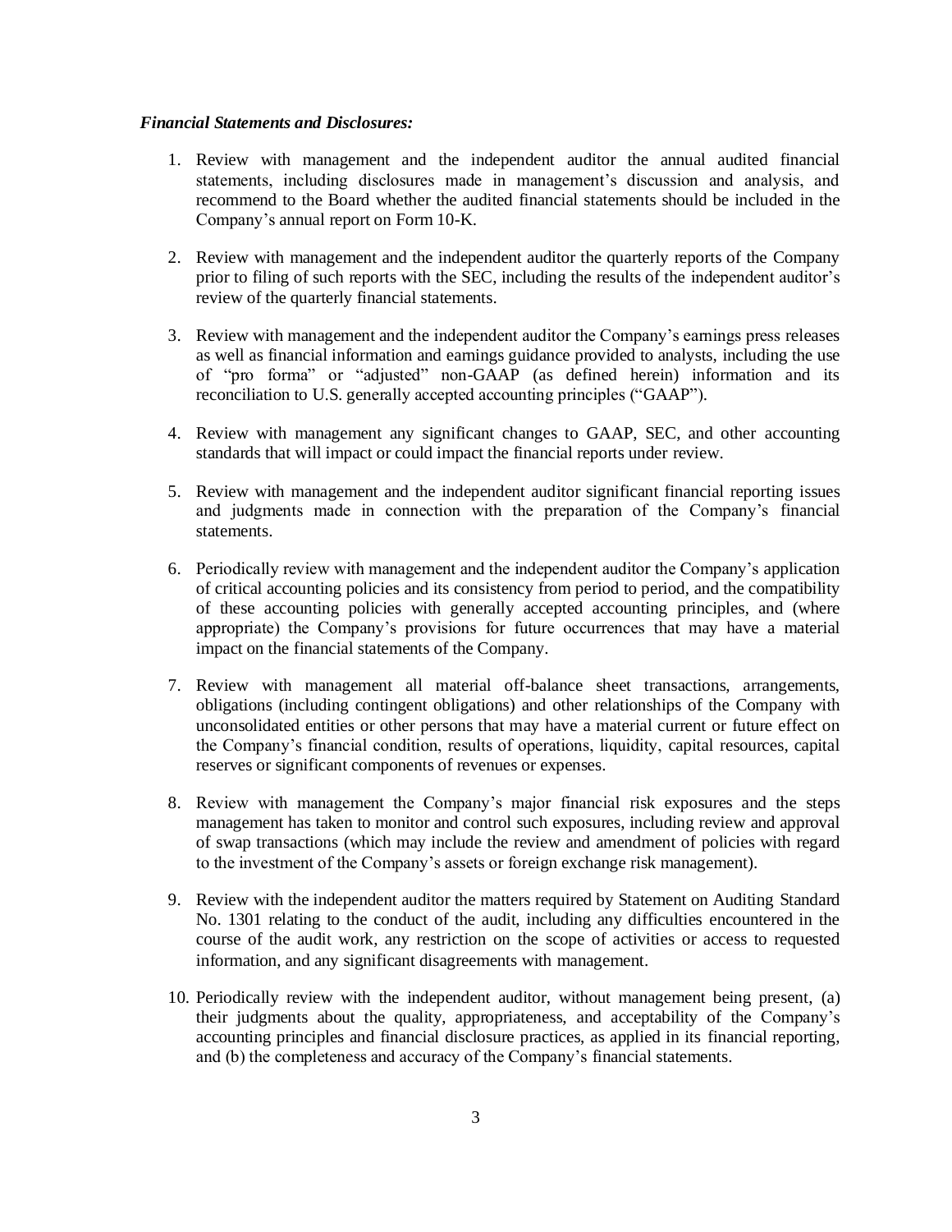***Financial Statements and Disclosures:***

1. Review with management and the independent auditor the annual audited financial statements, including disclosures made in management's discussion and analysis, and recommend to the Board whether the audited financial statements should be included in the Company's annual report on Form 10-K.

2. Review with management and the independent auditor the quarterly reports of the Company prior to filing of such reports with the SEC, including the results of the independent auditor's review of the quarterly financial statements.

3. Review with management and the independent auditor the Company's earnings press releases as well as financial information and earnings guidance provided to analysts, including the use of "pro forma" or "adjusted" non-GAAP (as defined herein) information and its reconciliation to U.S. generally accepted accounting principles ("GAAP").

4. Review with management any significant changes to GAAP, SEC, and other accounting standards that will impact or could impact the financial reports under review.

5. Review with management and the independent auditor significant financial reporting issues and judgments made in connection with the preparation of the Company's financial statements.

6. Periodically review with management and the independent auditor the Company's application of critical accounting policies and its consistency from period to period, and the compatibility of these accounting policies with generally accepted accounting principles, and (where appropriate) the Company's provisions for future occurrences that may have a material impact on the financial statements of the Company.

7. Review with management all material off-balance sheet transactions, arrangements, obligations (including contingent obligations) and other relationships of the Company with unconsolidated entities or other persons that may have a material current or future effect on the Company's financial condition, results of operations, liquidity, capital resources, capital reserves or significant components of revenues or expenses.

8. Review with management the Company's major financial risk exposures and the steps management has taken to monitor and control such exposures, including review and approval of swap transactions (which may include the review and amendment of policies with regard to the investment of the Company's assets or foreign exchange risk management).

9. Review with the independent auditor the matters required by Statement on Auditing Standard No. 1301 relating to the conduct of the audit, including any difficulties encountered in the course of the audit work, any restriction on the scope of activities or access to requested information, and any significant disagreements with management.

10. Periodically review with the independent auditor, without management being present, (a) their judgments about the quality, appropriateness, and acceptability of the Company's accounting principles and financial disclosure practices, as applied in its financial reporting, and (b) the completeness and accuracy of the Company's financial statements.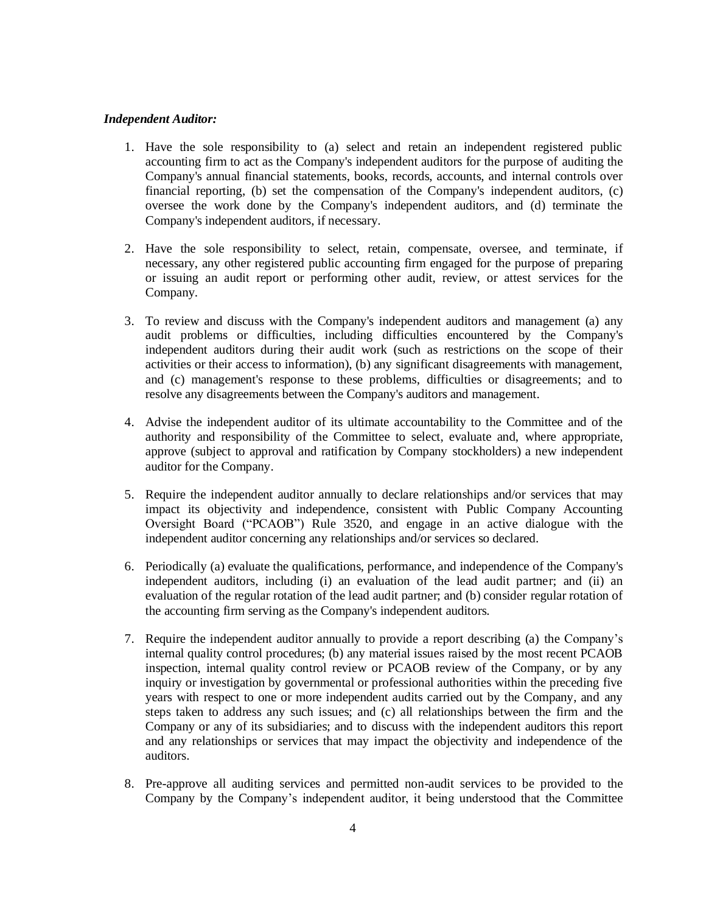***Independent Auditor:***

1. Have the sole responsibility to (a) select and retain an independent registered public accounting firm to act as the Company's independent auditors for the purpose of auditing the Company's annual financial statements, books, records, accounts, and internal controls over financial reporting, (b) set the compensation of the Company's independent auditors, (c) oversee the work done by the Company's independent auditors, and (d) terminate the Company's independent auditors, if necessary.

2. Have the sole responsibility to select, retain, compensate, oversee, and terminate, if necessary, any other registered public accounting firm engaged for the purpose of preparing or issuing an audit report or performing other audit, review, or attest services for the Company.

3. To review and discuss with the Company's independent auditors and management (a) any audit problems or difficulties, including difficulties encountered by the Company's independent auditors during their audit work (such as restrictions on the scope of their activities or their access to information), (b) any significant disagreements with management, and (c) management's response to these problems, difficulties or disagreements; and to resolve any disagreements between the Company's auditors and management.

4. Advise the independent auditor of its ultimate accountability to the Committee and of the authority and responsibility of the Committee to select, evaluate and, where appropriate, approve (subject to approval and ratification by Company stockholders) a new independent auditor for the Company.

5. Require the independent auditor annually to declare relationships and/or services that may impact its objectivity and independence, consistent with Public Company Accounting Oversight Board ("PCAOB") Rule 3520, and engage in an active dialogue with the independent auditor concerning any relationships and/or services so declared.

6. Periodically (a) evaluate the qualifications, performance, and independence of the Company's independent auditors, including (i) an evaluation of the lead audit partner; and (ii) an evaluation of the regular rotation of the lead audit partner; and (b) consider regular rotation of the accounting firm serving as the Company's independent auditors.

7. Require the independent auditor annually to provide a report describing (a) the Company's internal quality control procedures; (b) any material issues raised by the most recent PCAOB inspection, internal quality control review or PCAOB review of the Company, or by any inquiry or investigation by governmental or professional authorities within the preceding five years with respect to one or more independent audits carried out by the Company, and any steps taken to address any such issues; and (c) all relationships between the firm and the Company or any of its subsidiaries; and to discuss with the independent auditors this report and any relationships or services that may impact the objectivity and independence of the auditors.

8. Pre-approve all auditing services and permitted non-audit services to be provided to the Company by the Company's independent auditor, it being understood that the Committee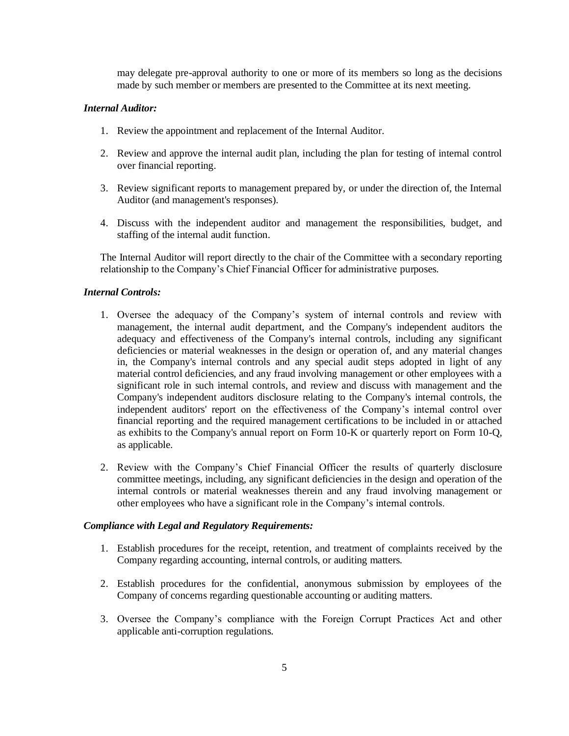may delegate pre-approval authority to one or more of its members so long as the decisions made by such member or members are presented to the Committee at its next meeting.

***Internal Auditor:***

1. Review the appointment and replacement of the Internal Auditor.

2. Review and approve the internal audit plan, including the plan for testing of internal control over financial reporting.

3. Review significant reports to management prepared by, or under the direction of, the Internal Auditor (and management's responses).

4. Discuss with the independent auditor and management the responsibilities, budget, and staffing of the internal audit function.

The Internal Auditor will report directly to the chair of the Committee with a secondary reporting relationship to the Company's Chief Financial Officer for administrative purposes.

***Internal Controls:***

1. Oversee the adequacy of the Company's system of internal controls and review with management, the internal audit department, and the Company's independent auditors the adequacy and effectiveness of the Company's internal controls, including any significant deficiencies or material weaknesses in the design or operation of, and any material changes in, the Company's internal controls and any special audit steps adopted in light of any material control deficiencies, and any fraud involving management or other employees with a significant role in such internal controls, and review and discuss with management and the Company's independent auditors disclosure relating to the Company's internal controls, the independent auditors' report on the effectiveness of the Company's internal control over financial reporting and the required management certifications to be included in or attached as exhibits to the Company's annual report on Form 10-K or quarterly report on Form 10-Q, as applicable.

2. Review with the Company's Chief Financial Officer the results of quarterly disclosure committee meetings, including, any significant deficiencies in the design and operation of the internal controls or material weaknesses therein and any fraud involving management or other employees who have a significant role in the Company's internal controls.

***Compliance with Legal and Regulatory Requirements:***

1. Establish procedures for the receipt, retention, and treatment of complaints received by the Company regarding accounting, internal controls, or auditing matters.

2. Establish procedures for the confidential, anonymous submission by employees of the Company of concerns regarding questionable accounting or auditing matters.

3. Oversee the Company's compliance with the Foreign Corrupt Practices Act and other applicable anti-corruption regulations.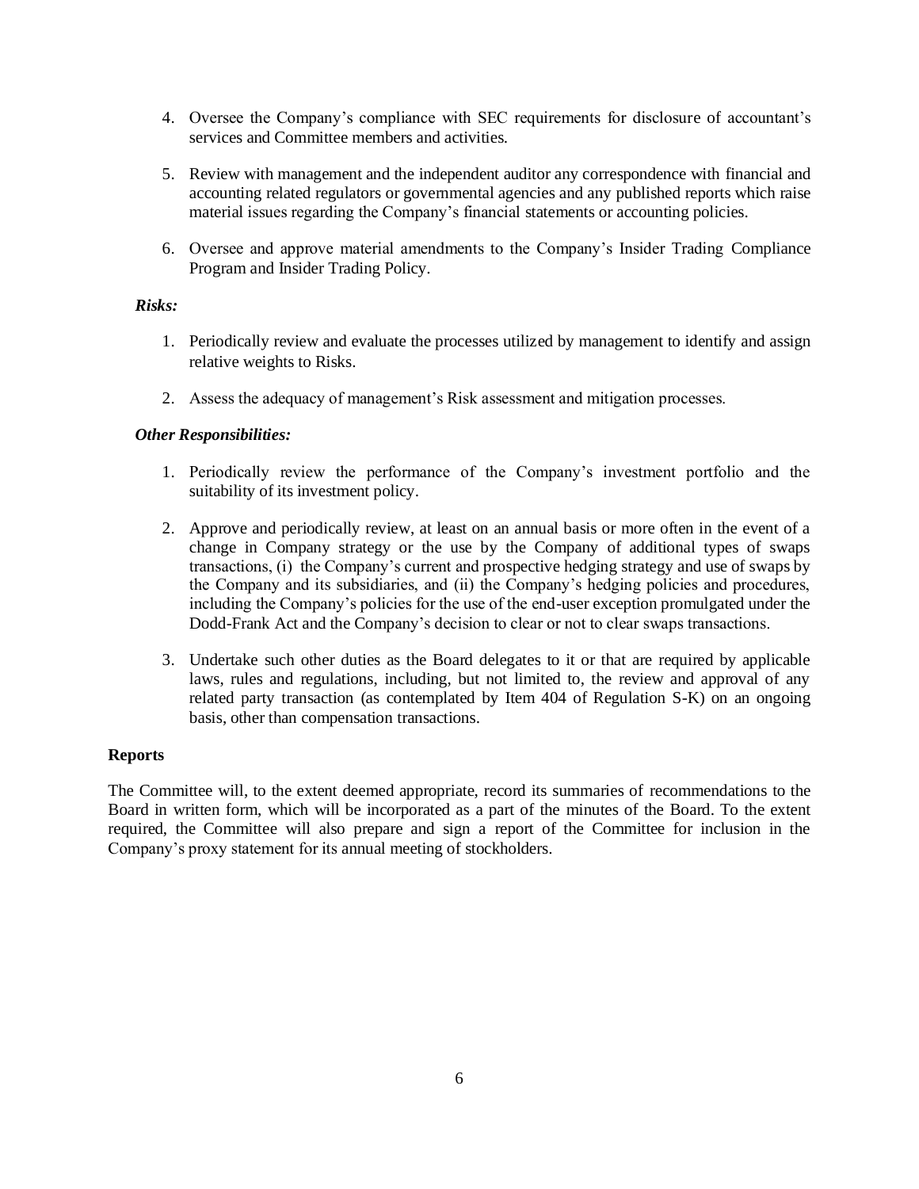4. Oversee the Company's compliance with SEC requirements for disclosure of accountant's services and Committee members and activities.

5. Review with management and the independent auditor any correspondence with financial and accounting related regulators or governmental agencies and any published reports which raise material issues regarding the Company's financial statements or accounting policies.

6. Oversee and approve material amendments to the Company's Insider Trading Compliance Program and Insider Trading Policy.

***Risks:***

1. Periodically review and evaluate the processes utilized by management to identify and assign relative weights to Risks.

2. Assess the adequacy of management's Risk assessment and mitigation processes.

***Other Responsibilities:***

1. Periodically review the performance of the Company's investment portfolio and the suitability of its investment policy.

2. Approve and periodically review, at least on an annual basis or more often in the event of a change in Company strategy or the use by the Company of additional types of swaps transactions, (i) the Company's current and prospective hedging strategy and use of swaps by the Company and its subsidiaries, and (ii) the Company's hedging policies and procedures, including the Company's policies for the use of the end-user exception promulgated under the Dodd-Frank Act and the Company's decision to clear or not to clear swaps transactions.

3. Undertake such other duties as the Board delegates to it or that are required by applicable laws, rules and regulations, including, but not limited to, the review and approval of any related party transaction (as contemplated by Item 404 of Regulation S-K) on an ongoing basis, other than compensation transactions.

**Reports**

The Committee will, to the extent deemed appropriate, record its summaries of recommendations to the Board in written form, which will be incorporated as a part of the minutes of the Board. To the extent required, the Committee will also prepare and sign a report of the Committee for inclusion in the Company's proxy statement for its annual meeting of stockholders.